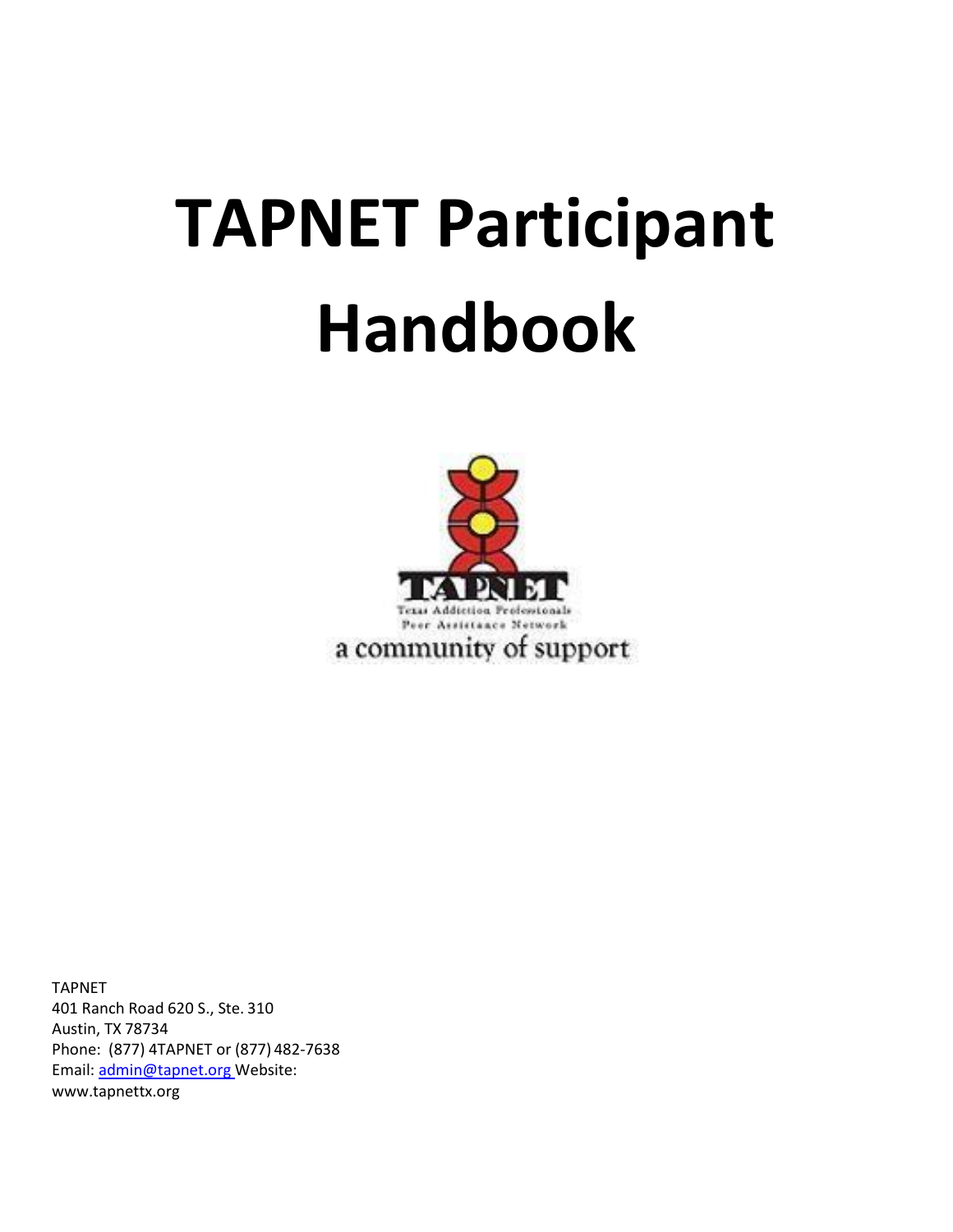# TAPNET Participant Handbook

TAPNET
401 Ranch Road 620 S., Ste. 310
Austin, TX 78734
Phone: (877) 4TAPNET or (877) 482-7638
Email: admin@tapnet.org Website:
www.tapnettx.org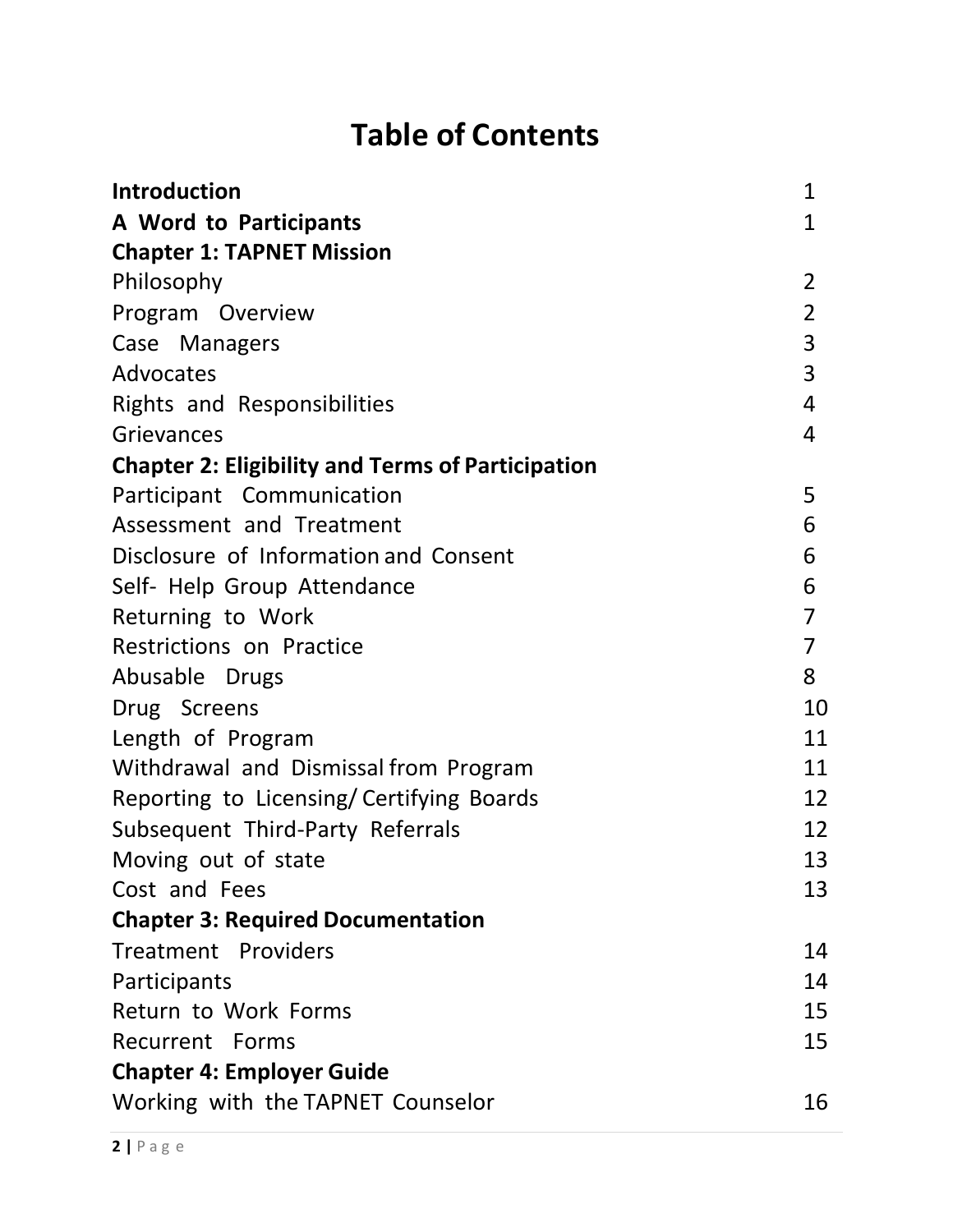# Table of Contents

| | |
|---|---|
| **Introduction** | 1 |
| **A Word to Participants** | 1 |
| **Chapter 1: TAPNET Mission** | |
| Philosophy | 2 |
| Program Overview | 2 |
| Case Managers | 3 |
| Advocates | 3 |
| Rights and Responsibilities | 4 |
| Grievances | 4 |
| **Chapter 2: Eligibility and Terms of Participation** | |
| Participant Communication | 5 |
| Assessment and Treatment | 6 |
| Disclosure of Information and Consent | 6 |
| Self- Help Group Attendance | 6 |
| Returning to Work | 7 |
| Restrictions on Practice | 7 |
| Abusable Drugs | 8 |
| Drug Screens | 10 |
| Length of Program | 11 |
| Withdrawal and Dismissal from Program | 11 |
| Reporting to Licensing/ Certifying Boards | 12 |
| Subsequent Third-Party Referrals | 12 |
| Moving out of state | 13 |
| Cost and Fees | 13 |
| **Chapter 3: Required Documentation** | |
| Treatment Providers | 14 |
| Participants | 14 |
| Return to Work Forms | 15 |
| Recurrent Forms | 15 |
| **Chapter 4: Employer Guide** | |
| Working with the TAPNET Counselor | 16 |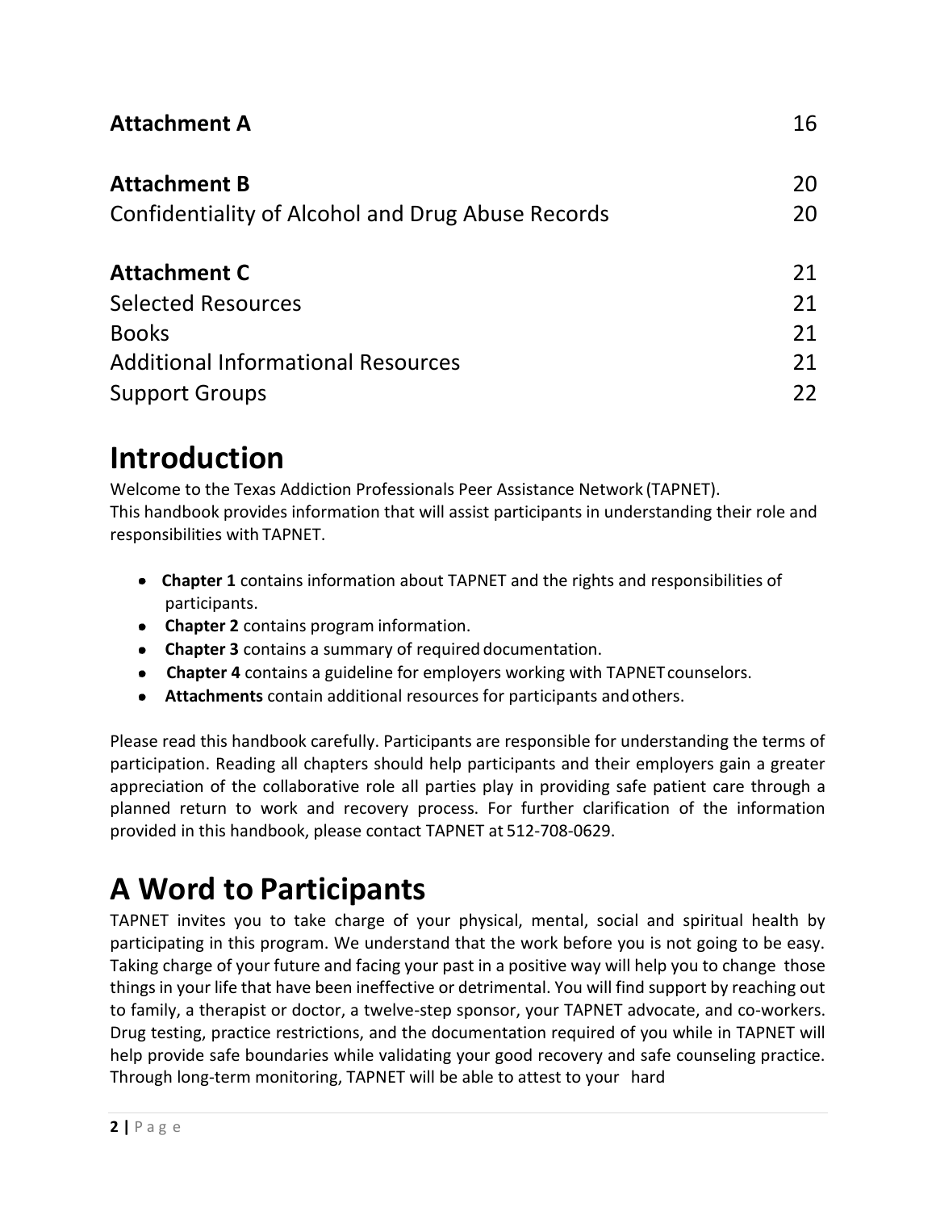| | |
|---|---|
| **Attachment A** | 16 |
| **Attachment B** | 20 |
| Confidentiality of Alcohol and Drug Abuse Records | 20 |
| **Attachment C** | 21 |
| Selected Resources | 21 |
| Books | 21 |
| Additional Informational Resources | 21 |
| Support Groups | 22 |

# Introduction

Welcome to the Texas Addiction Professionals Peer Assistance Network (TAPNET).
This handbook provides information that will assist participants in understanding their role and responsibilities with TAPNET.

- **Chapter 1** contains information about TAPNET and the rights and responsibilities of participants.
- **Chapter 2** contains program information.
- **Chapter 3** contains a summary of required documentation.
- **Chapter 4** contains a guideline for employers working with TAPNET counselors.
- **Attachments** contain additional resources for participants and others.

Please read this handbook carefully. Participants are responsible for understanding the terms of participation. Reading all chapters should help participants and their employers gain a greater appreciation of the collaborative role all parties play in providing safe patient care through a planned return to work and recovery process. For further clarification of the information provided in this handbook, please contact TAPNET at 512-708-0629.

# A Word to Participants

TAPNET invites you to take charge of your physical, mental, social and spiritual health by participating in this program. We understand that the work before you is not going to be easy. Taking charge of your future and facing your past in a positive way will help you to change those things in your life that have been ineffective or detrimental. You will find support by reaching out to family, a therapist or doctor, a twelve-step sponsor, your TAPNET advocate, and co-workers. Drug testing, practice restrictions, and the documentation required of you while in TAPNET will help provide safe boundaries while validating your good recovery and safe counseling practice. Through long-term monitoring, TAPNET will be able to attest to your hard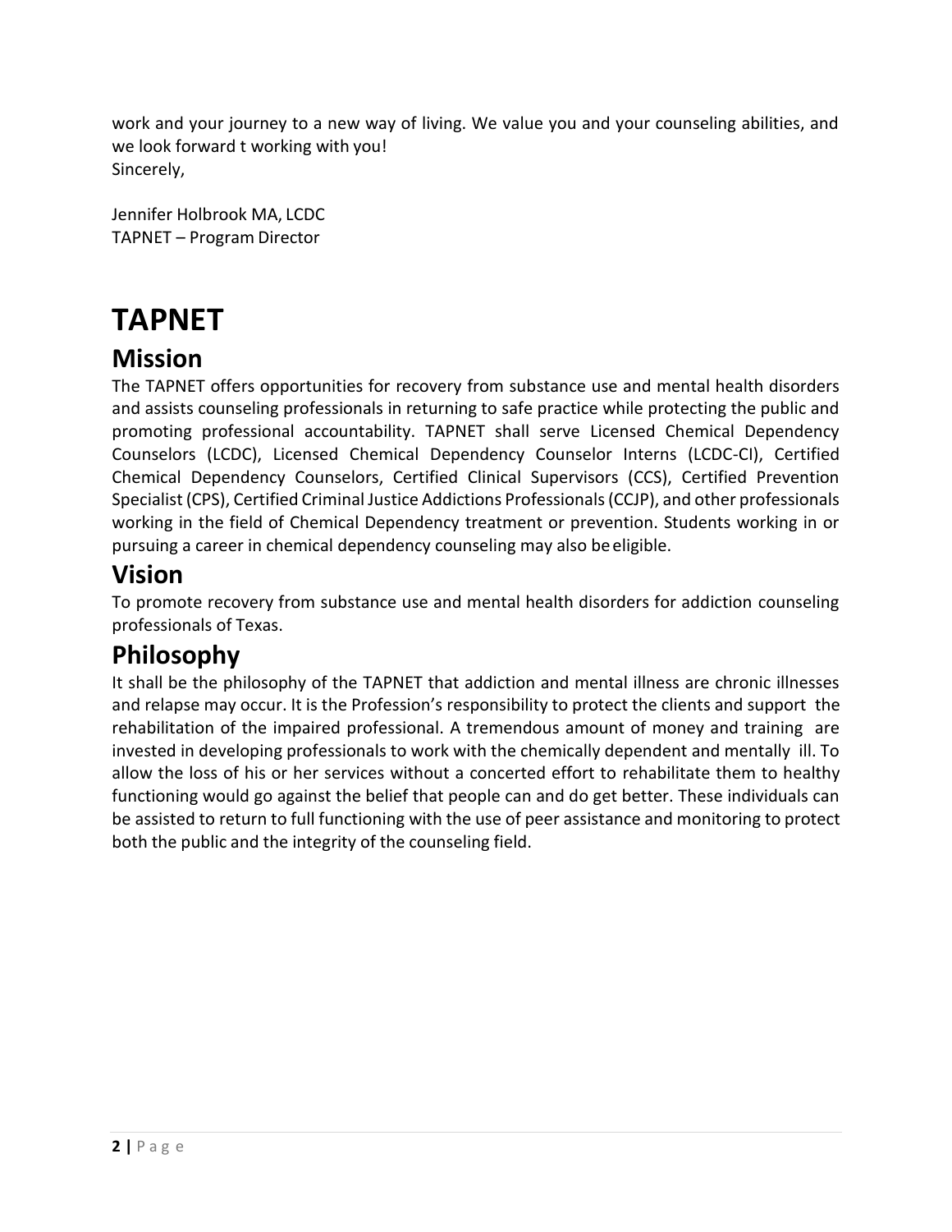work and your journey to a new way of living. We value you and your counseling abilities, and we look forward t working with you!
Sincerely,

Jennifer Holbrook MA, LCDC
TAPNET – Program Director

# TAPNET

## Mission

The TAPNET offers opportunities for recovery from substance use and mental health disorders and assists counseling professionals in returning to safe practice while protecting the public and promoting professional accountability. TAPNET shall serve Licensed Chemical Dependency Counselors (LCDC), Licensed Chemical Dependency Counselor Interns (LCDC-CI), Certified Chemical Dependency Counselors, Certified Clinical Supervisors (CCS), Certified Prevention Specialist (CPS), Certified Criminal Justice Addictions Professionals (CCJP), and other professionals working in the field of Chemical Dependency treatment or prevention. Students working in or pursuing a career in chemical dependency counseling may also be eligible.

## Vision

To promote recovery from substance use and mental health disorders for addiction counseling professionals of Texas.

## Philosophy

It shall be the philosophy of the TAPNET that addiction and mental illness are chronic illnesses and relapse may occur. It is the Profession's responsibility to protect the clients and support the rehabilitation of the impaired professional. A tremendous amount of money and training are invested in developing professionals to work with the chemically dependent and mentally ill. To allow the loss of his or her services without a concerted effort to rehabilitate them to healthy functioning would go against the belief that people can and do get better. These individuals can be assisted to return to full functioning with the use of peer assistance and monitoring to protect both the public and the integrity of the counseling field.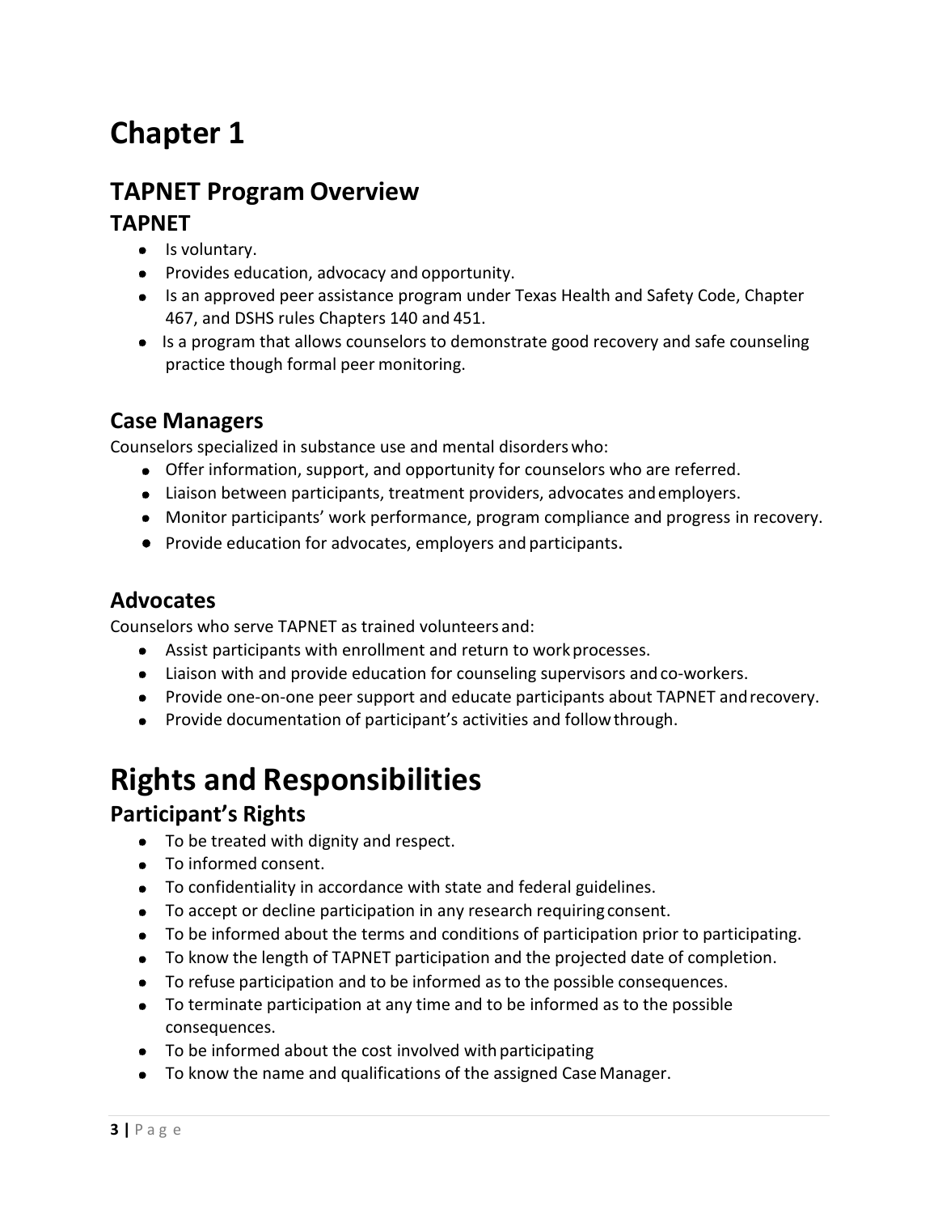# Chapter 1

## TAPNET Program Overview

### TAPNET

- Is voluntary.
- Provides education, advocacy and opportunity.
- Is an approved peer assistance program under Texas Health and Safety Code, Chapter 467, and DSHS rules Chapters 140 and 451.
- Is a program that allows counselors to demonstrate good recovery and safe counseling practice though formal peer monitoring.

### Case Managers

Counselors specialized in substance use and mental disorders who:

- Offer information, support, and opportunity for counselors who are referred.
- Liaison between participants, treatment providers, advocates and employers.
- Monitor participants' work performance, program compliance and progress in recovery.
- Provide education for advocates, employers and participants.

### Advocates

Counselors who serve TAPNET as trained volunteers and:

- Assist participants with enrollment and return to work processes.
- Liaison with and provide education for counseling supervisors and co-workers.
- Provide one-on-one peer support and educate participants about TAPNET and recovery.
- Provide documentation of participant's activities and follow through.

# Rights and Responsibilities

### Participant's Rights

- To be treated with dignity and respect.
- To informed consent.
- To confidentiality in accordance with state and federal guidelines.
- To accept or decline participation in any research requiring consent.
- To be informed about the terms and conditions of participation prior to participating.
- To know the length of TAPNET participation and the projected date of completion.
- To refuse participation and to be informed as to the possible consequences.
- To terminate participation at any time and to be informed as to the possible consequences.
- To be informed about the cost involved with participating
- To know the name and qualifications of the assigned Case Manager.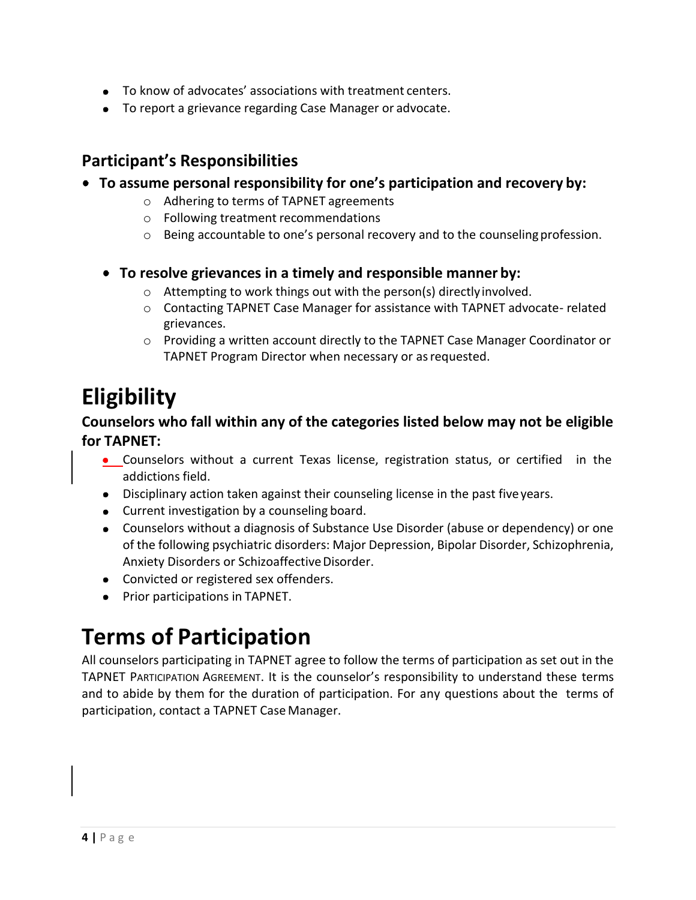- To know of advocates' associations with treatment centers.
- To report a grievance regarding Case Manager or advocate.

### Participant's Responsibilities

- **To assume personal responsibility for one's participation and recovery by:**
    - Adhering to terms of TAPNET agreements
    - Following treatment recommendations
    - Being accountable to one's personal recovery and to the counseling profession.

- **To resolve grievances in a timely and responsible manner by:**
    - Attempting to work things out with the person(s) directly involved.
    - Contacting TAPNET Case Manager for assistance with TAPNET advocate- related grievances.
    - Providing a written account directly to the TAPNET Case Manager Coordinator or TAPNET Program Director when necessary or as requested.

# Eligibility

### Counselors who fall within any of the categories listed below may not be eligible for TAPNET:

- Counselors without a current Texas license, registration status, or certified in the addictions field.
- Disciplinary action taken against their counseling license in the past five years.
- Current investigation by a counseling board.
- Counselors without a diagnosis of Substance Use Disorder (abuse or dependency) or one of the following psychiatric disorders: Major Depression, Bipolar Disorder, Schizophrenia, Anxiety Disorders or Schizoaffective Disorder.
- Convicted or registered sex offenders.
- Prior participations in TAPNET.

# Terms of Participation

All counselors participating in TAPNET agree to follow the terms of participation as set out in the TAPNET Participation Agreement. It is the counselor's responsibility to understand these terms and to abide by them for the duration of participation. For any questions about the terms of participation, contact a TAPNET Case Manager.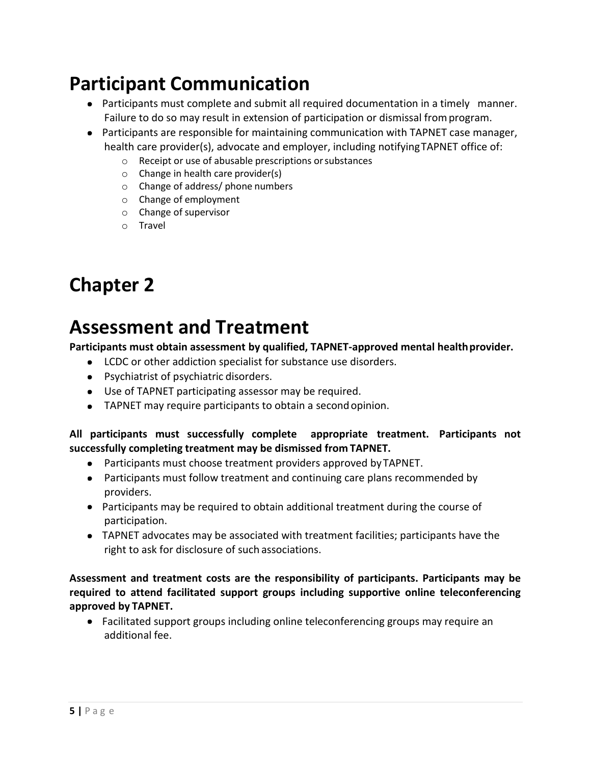# Participant Communication

- Participants must complete and submit all required documentation in a timely manner. Failure to do so may result in extension of participation or dismissal from program.
- Participants are responsible for maintaining communication with TAPNET case manager, health care provider(s), advocate and employer, including notifying TAPNET office of:
  - Receipt or use of abusable prescriptions or substances
  - Change in health care provider(s)
  - Change of address/ phone numbers
  - Change of employment
  - Change of supervisor
  - Travel

# Chapter 2

# Assessment and Treatment

**Participants must obtain assessment by qualified, TAPNET-approved mental health provider.**

- LCDC or other addiction specialist for substance use disorders.
- Psychiatrist of psychiatric disorders.
- Use of TAPNET participating assessor may be required.
- TAPNET may require participants to obtain a second opinion.

**All participants must successfully complete appropriate treatment. Participants not successfully completing treatment may be dismissed from TAPNET.**

- Participants must choose treatment providers approved by TAPNET.
- Participants must follow treatment and continuing care plans recommended by providers.
- Participants may be required to obtain additional treatment during the course of participation.
- TAPNET advocates may be associated with treatment facilities; participants have the right to ask for disclosure of such associations.

**Assessment and treatment costs are the responsibility of participants. Participants may be required to attend facilitated support groups including supportive online teleconferencing approved by TAPNET.**

- Facilitated support groups including online teleconferencing groups may require an additional fee.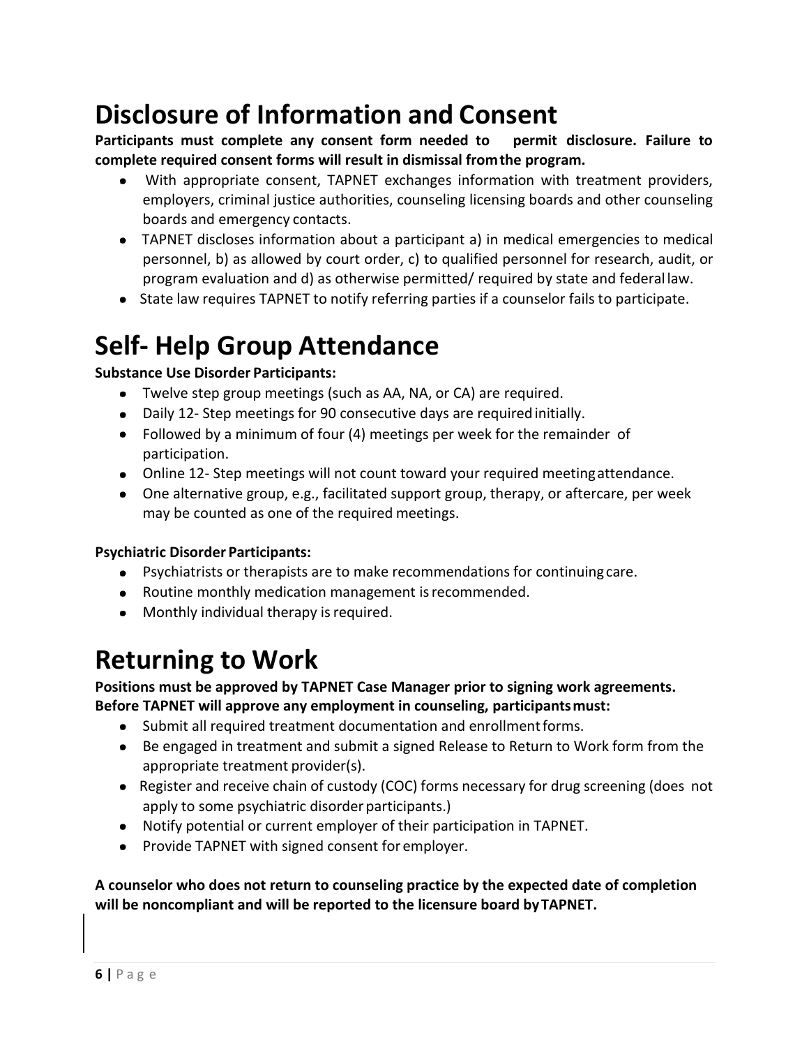# Disclosure of Information and Consent

**Participants must complete any consent form needed to permit disclosure. Failure to complete required consent forms will result in dismissal from the program.**

- With appropriate consent, TAPNET exchanges information with treatment providers, employers, criminal justice authorities, counseling licensing boards and other counseling boards and emergency contacts.
- TAPNET discloses information about a participant a) in medical emergencies to medical personnel, b) as allowed by court order, c) to qualified personnel for research, audit, or program evaluation and d) as otherwise permitted/ required by state and federal law.
- State law requires TAPNET to notify referring parties if a counselor fails to participate.

# Self- Help Group Attendance

**Substance Use Disorder Participants:**

- Twelve step group meetings (such as AA, NA, or CA) are required.
- Daily 12- Step meetings for 90 consecutive days are required initially.
- Followed by a minimum of four (4) meetings per week for the remainder of participation.
- Online 12- Step meetings will not count toward your required meeting attendance.
- One alternative group, e.g., facilitated support group, therapy, or aftercare, per week may be counted as one of the required meetings.

**Psychiatric Disorder Participants:**

- Psychiatrists or therapists are to make recommendations for continuing care.
- Routine monthly medication management is recommended.
- Monthly individual therapy is required.

# Returning to Work

**Positions must be approved by TAPNET Case Manager prior to signing work agreements. Before TAPNET will approve any employment in counseling, participants must:**

- Submit all required treatment documentation and enrollment forms.
- Be engaged in treatment and submit a signed Release to Return to Work form from the appropriate treatment provider(s).
- Register and receive chain of custody (COC) forms necessary for drug screening (does not apply to some psychiatric disorder participants.)
- Notify potential or current employer of their participation in TAPNET.
- Provide TAPNET with signed consent for employer.

**A counselor who does not return to counseling practice by the expected date of completion will be noncompliant and will be reported to the licensure board by TAPNET.**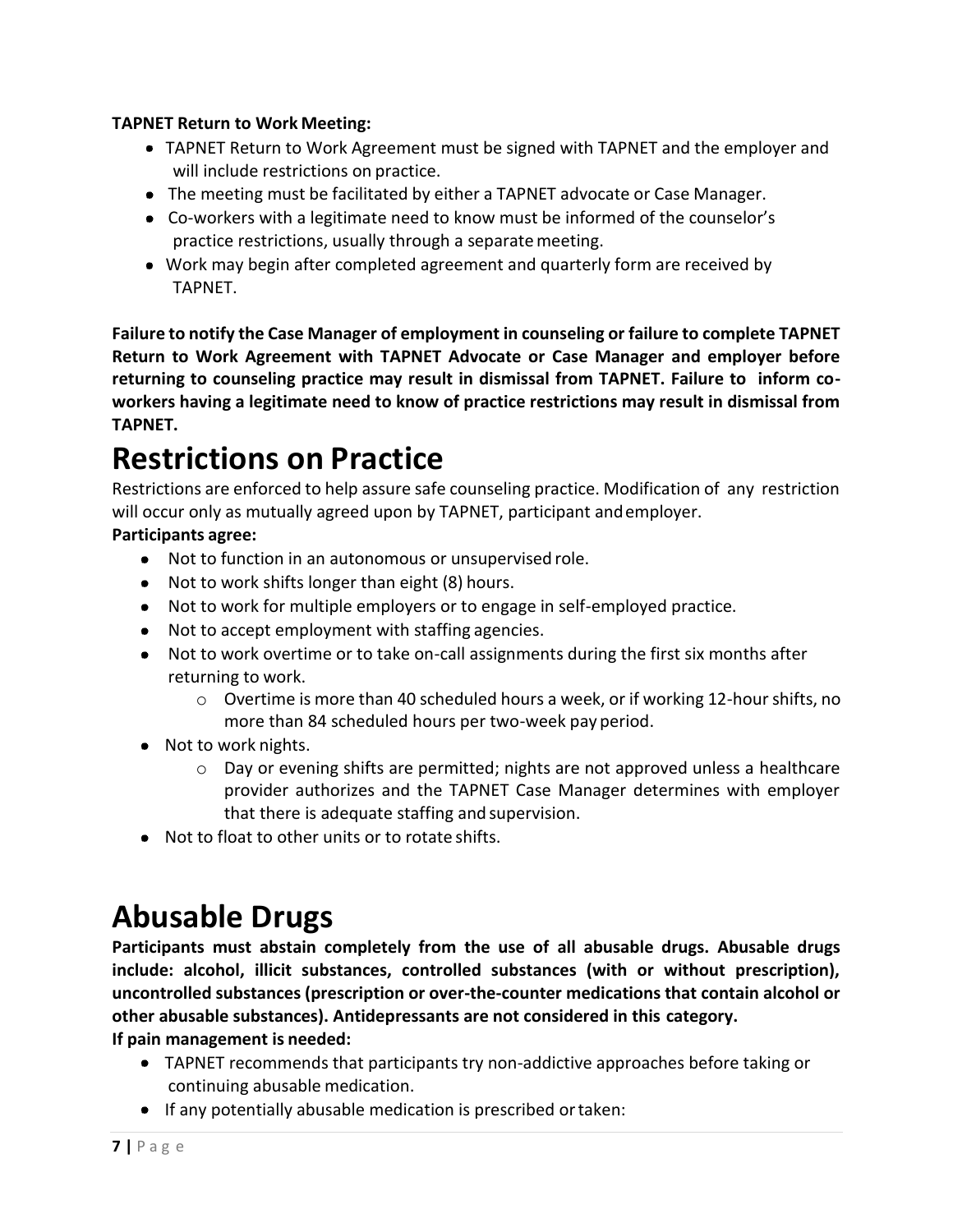**TAPNET Return to Work Meeting:**

- TAPNET Return to Work Agreement must be signed with TAPNET and the employer and will include restrictions on practice.
- The meeting must be facilitated by either a TAPNET advocate or Case Manager.
- Co-workers with a legitimate need to know must be informed of the counselor's practice restrictions, usually through a separate meeting.
- Work may begin after completed agreement and quarterly form are received by TAPNET.

**Failure to notify the Case Manager of employment in counseling or failure to complete TAPNET Return to Work Agreement with TAPNET Advocate or Case Manager and employer before returning to counseling practice may result in dismissal from TAPNET. Failure to inform co-workers having a legitimate need to know of practice restrictions may result in dismissal from TAPNET.**

# Restrictions on Practice

Restrictions are enforced to help assure safe counseling practice. Modification of any restriction will occur only as mutually agreed upon by TAPNET, participant and employer.

**Participants agree:**

- Not to function in an autonomous or unsupervised role.
- Not to work shifts longer than eight (8) hours.
- Not to work for multiple employers or to engage in self-employed practice.
- Not to accept employment with staffing agencies.
- Not to work overtime or to take on-call assignments during the first six months after returning to work.
  - Overtime is more than 40 scheduled hours a week, or if working 12-hour shifts, no more than 84 scheduled hours per two-week pay period.
- Not to work nights.
  - Day or evening shifts are permitted; nights are not approved unless a healthcare provider authorizes and the TAPNET Case Manager determines with employer that there is adequate staffing and supervision.
- Not to float to other units or to rotate shifts.

# Abusable Drugs

**Participants must abstain completely from the use of all abusable drugs. Abusable drugs include: alcohol, illicit substances, controlled substances (with or without prescription), uncontrolled substances (prescription or over-the-counter medications that contain alcohol or other abusable substances). Antidepressants are not considered in this category.**

**If pain management is needed:**

- TAPNET recommends that participants try non-addictive approaches before taking or continuing abusable medication.
- If any potentially abusable medication is prescribed or taken: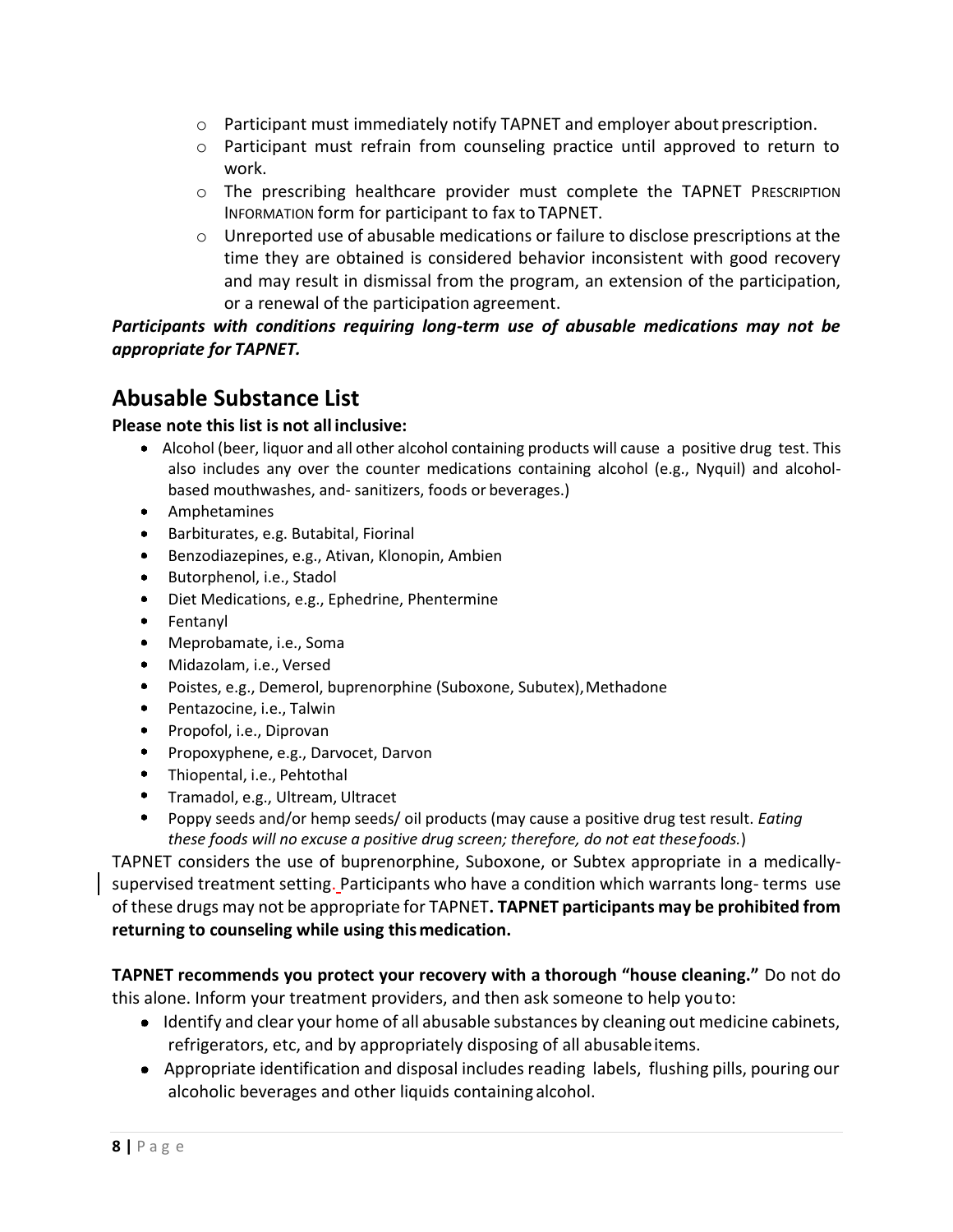- Participant must immediately notify TAPNET and employer about prescription.
- Participant must refrain from counseling practice until approved to return to work.
- The prescribing healthcare provider must complete the TAPNET PRESCRIPTION INFORMATION form for participant to fax to TAPNET.
- Unreported use of abusable medications or failure to disclose prescriptions at the time they are obtained is considered behavior inconsistent with good recovery and may result in dismissal from the program, an extension of the participation, or a renewal of the participation agreement.

***Participants with conditions requiring long-term use of abusable medications may not be appropriate for TAPNET.***

## Abusable Substance List

**Please note this list is not all inclusive:**

- Alcohol (beer, liquor and all other alcohol containing products will cause a positive drug test. This also includes any over the counter medications containing alcohol (e.g., Nyquil) and alcohol-based mouthwashes, and- sanitizers, foods or beverages.)
- Amphetamines
- Barbiturates, e.g. Butabital, Fiorinal
- Benzodiazepines, e.g., Ativan, Klonopin, Ambien
- Butorphenol, i.e., Stadol
- Diet Medications, e.g., Ephedrine, Phentermine
- Fentanyl
- Meprobamate, i.e., Soma
- Midazolam, i.e., Versed
- Poistes, e.g., Demerol, buprenorphine (Suboxone, Subutex), Methadone
- Pentazocine, i.e., Talwin
- Propofol, i.e., Diprovan
- Propoxyphene, e.g., Darvocet, Darvon
- Thiopental, i.e., Pehtothal
- Tramadol, e.g., Ultream, Ultracet
- Poppy seeds and/or hemp seeds/ oil products (may cause a positive drug test result. *Eating these foods will no excuse a positive drug screen; therefore, do not eat these foods.*)

TAPNET considers the use of buprenorphine, Suboxone, or Subtex appropriate in a medically-supervised treatment setting. Participants who have a condition which warrants long- terms use of these drugs may not be appropriate for TAPNET**. TAPNET participants may be prohibited from returning to counseling while using this medication.**

**TAPNET recommends you protect your recovery with a thorough "house cleaning."** Do not do this alone. Inform your treatment providers, and then ask someone to help you to:

- Identify and clear your home of all abusable substances by cleaning out medicine cabinets, refrigerators, etc, and by appropriately disposing of all abusable items.
- Appropriate identification and disposal includes reading labels, flushing pills, pouring our alcoholic beverages and other liquids containing alcohol.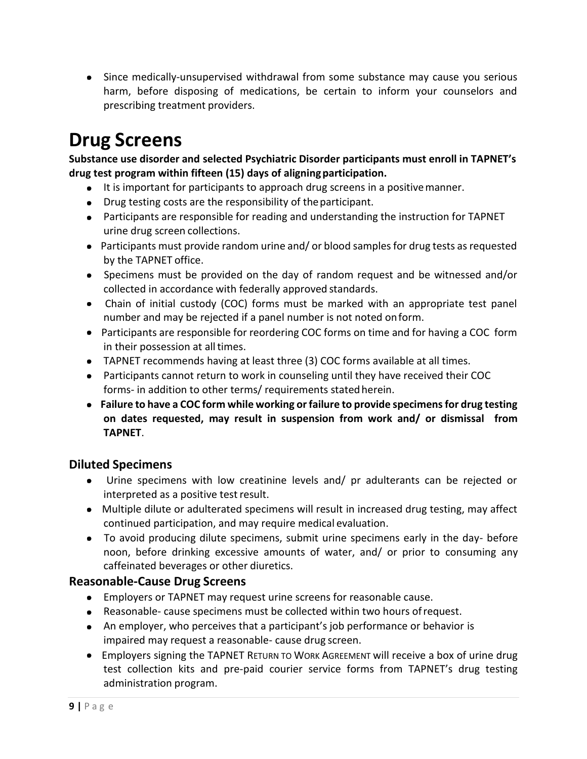- Since medically-unsupervised withdrawal from some substance may cause you serious harm, before disposing of medications, be certain to inform your counselors and prescribing treatment providers.

# Drug Screens

**Substance use disorder and selected Psychiatric Disorder participants must enroll in TAPNET's drug test program within fifteen (15) days of aligning participation.**

- It is important for participants to approach drug screens in a positive manner.
- Drug testing costs are the responsibility of the participant.
- Participants are responsible for reading and understanding the instruction for TAPNET urine drug screen collections.
- Participants must provide random urine and/ or blood samples for drug tests as requested by the TAPNET office.
- Specimens must be provided on the day of random request and be witnessed and/or collected in accordance with federally approved standards.
- Chain of initial custody (COC) forms must be marked with an appropriate test panel number and may be rejected if a panel number is not noted on form.
- Participants are responsible for reordering COC forms on time and for having a COC form in their possession at all times.
- TAPNET recommends having at least three (3) COC forms available at all times.
- Participants cannot return to work in counseling until they have received their COC forms- in addition to other terms/ requirements stated herein.
- **Failure to have a COC form while working or failure to provide specimens for drug testing on dates requested, may result in suspension from work and/ or dismissal from TAPNET**.

## Diluted Specimens

- Urine specimens with low creatinine levels and/ pr adulterants can be rejected or interpreted as a positive test result.
- Multiple dilute or adulterated specimens will result in increased drug testing, may affect continued participation, and may require medical evaluation.
- To avoid producing dilute specimens, submit urine specimens early in the day- before noon, before drinking excessive amounts of water, and/ or prior to consuming any caffeinated beverages or other diuretics.

## Reasonable-Cause Drug Screens

- Employers or TAPNET may request urine screens for reasonable cause.
- Reasonable- cause specimens must be collected within two hours of request.
- An employer, who perceives that a participant's job performance or behavior is impaired may request a reasonable- cause drug screen.
- Employers signing the TAPNET RETURN TO WORK AGREEMENT will receive a box of urine drug test collection kits and pre-paid courier service forms from TAPNET's drug testing administration program.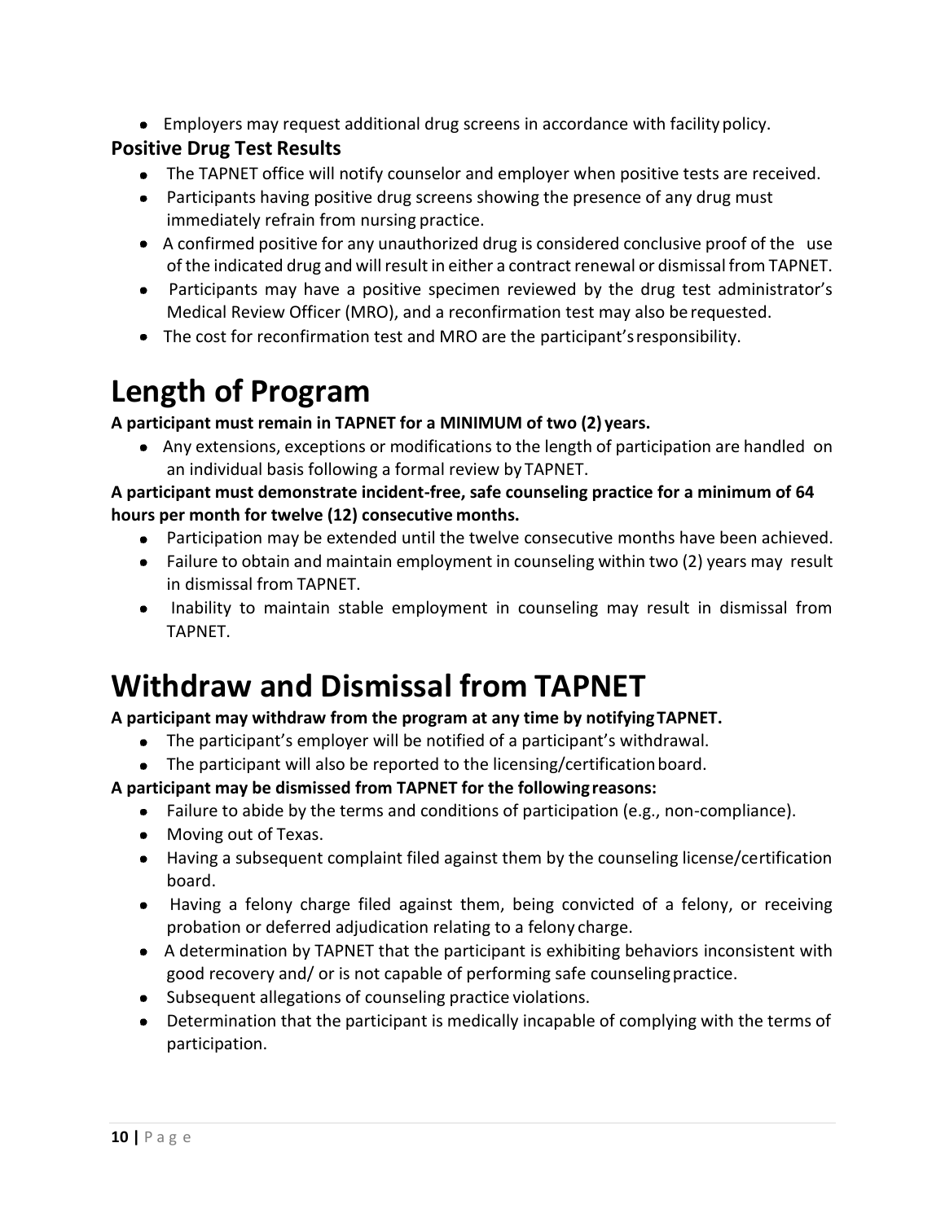- Employers may request additional drug screens in accordance with facility policy.

**Positive Drug Test Results**

- The TAPNET office will notify counselor and employer when positive tests are received.
- Participants having positive drug screens showing the presence of any drug must immediately refrain from nursing practice.
- A confirmed positive for any unauthorized drug is considered conclusive proof of the use of the indicated drug and will result in either a contract renewal or dismissal from TAPNET.
- Participants may have a positive specimen reviewed by the drug test administrator's Medical Review Officer (MRO), and a reconfirmation test may also be requested.
- The cost for reconfirmation test and MRO are the participant's responsibility.

# Length of Program

**A participant must remain in TAPNET for a MINIMUM of two (2) years.**

- Any extensions, exceptions or modifications to the length of participation are handled on an individual basis following a formal review by TAPNET.

**A participant must demonstrate incident-free, safe counseling practice for a minimum of 64 hours per month for twelve (12) consecutive months.**

- Participation may be extended until the twelve consecutive months have been achieved.
- Failure to obtain and maintain employment in counseling within two (2) years may result in dismissal from TAPNET.
- Inability to maintain stable employment in counseling may result in dismissal from TAPNET.

# Withdraw and Dismissal from TAPNET

**A participant may withdraw from the program at any time by notifying TAPNET.**

- The participant's employer will be notified of a participant's withdrawal.
- The participant will also be reported to the licensing/certification board.

**A participant may be dismissed from TAPNET for the following reasons:**

- Failure to abide by the terms and conditions of participation (e.g., non-compliance).
- Moving out of Texas.
- Having a subsequent complaint filed against them by the counseling license/certification board.
- Having a felony charge filed against them, being convicted of a felony, or receiving probation or deferred adjudication relating to a felony charge.
- A determination by TAPNET that the participant is exhibiting behaviors inconsistent with good recovery and/ or is not capable of performing safe counseling practice.
- Subsequent allegations of counseling practice violations.
- Determination that the participant is medically incapable of complying with the terms of participation.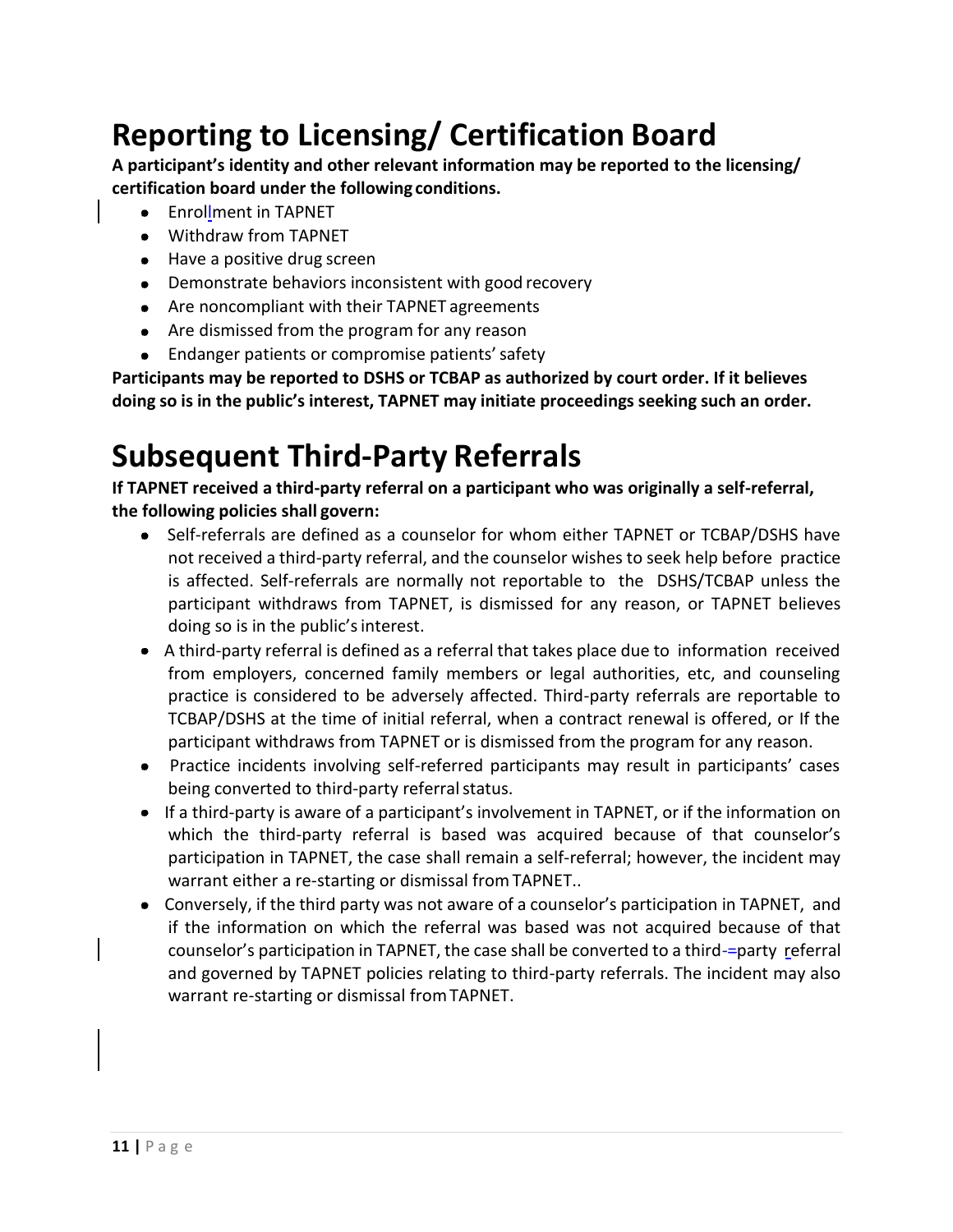# Reporting to Licensing/ Certification Board

**A participant's identity and other relevant information may be reported to the licensing/ certification board under the following conditions.**

- Enrollment in TAPNET
- Withdraw from TAPNET
- Have a positive drug screen
- Demonstrate behaviors inconsistent with good recovery
- Are noncompliant with their TAPNET agreements
- Are dismissed from the program for any reason
- Endanger patients or compromise patients' safety

**Participants may be reported to DSHS or TCBAP as authorized by court order. If it believes doing so is in the public's interest, TAPNET may initiate proceedings seeking such an order.**

# Subsequent Third-Party Referrals

**If TAPNET received a third-party referral on a participant who was originally a self-referral, the following policies shall govern:**

- Self-referrals are defined as a counselor for whom either TAPNET or TCBAP/DSHS have not received a third-party referral, and the counselor wishes to seek help before practice is affected. Self-referrals are normally not reportable to the DSHS/TCBAP unless the participant withdraws from TAPNET, is dismissed for any reason, or TAPNET believes doing so is in the public's interest.
- A third-party referral is defined as a referral that takes place due to information received from employers, concerned family members or legal authorities, etc, and counseling practice is considered to be adversely affected. Third-party referrals are reportable to TCBAP/DSHS at the time of initial referral, when a contract renewal is offered, or If the participant withdraws from TAPNET or is dismissed from the program for any reason.
- Practice incidents involving self-referred participants may result in participants' cases being converted to third-party referral status.
- If a third-party is aware of a participant's involvement in TAPNET, or if the information on which the third-party referral is based was acquired because of that counselor's participation in TAPNET, the case shall remain a self-referral; however, the incident may warrant either a re-starting or dismissal from TAPNET..
- Conversely, if the third party was not aware of a counselor's participation in TAPNET, and if the information on which the referral was based was not acquired because of that counselor's participation in TAPNET, the case shall be converted to a third-party referral and governed by TAPNET policies relating to third-party referrals. The incident may also warrant re-starting or dismissal from TAPNET.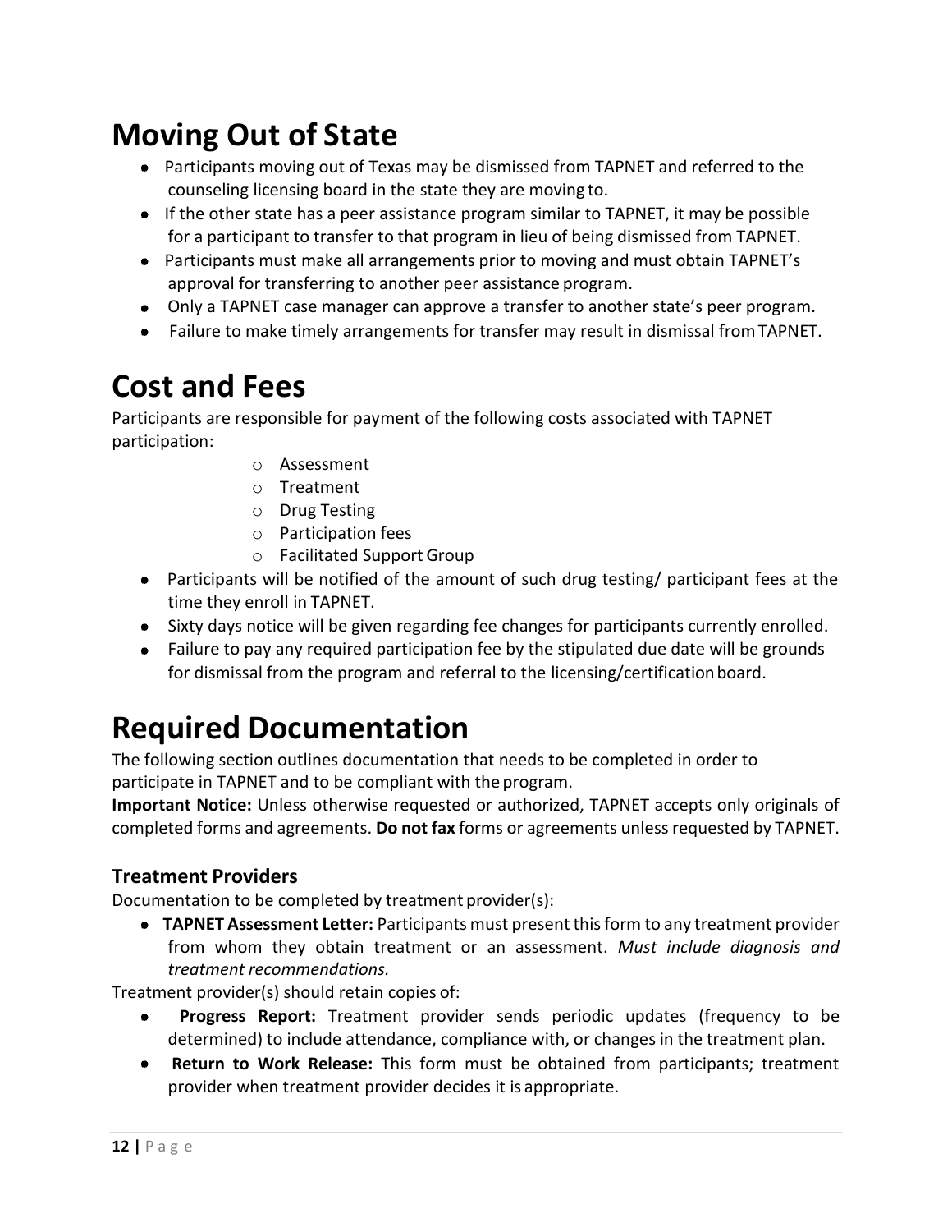# Moving Out of State

- Participants moving out of Texas may be dismissed from TAPNET and referred to the counseling licensing board in the state they are moving to.
- If the other state has a peer assistance program similar to TAPNET, it may be possible for a participant to transfer to that program in lieu of being dismissed from TAPNET.
- Participants must make all arrangements prior to moving and must obtain TAPNET's approval for transferring to another peer assistance program.
- Only a TAPNET case manager can approve a transfer to another state's peer program.
- Failure to make timely arrangements for transfer may result in dismissal from TAPNET.

# Cost and Fees

Participants are responsible for payment of the following costs associated with TAPNET participation:

- Assessment
- Treatment
- Drug Testing
- Participation fees
- Facilitated Support Group

- Participants will be notified of the amount of such drug testing/ participant fees at the time they enroll in TAPNET.
- Sixty days notice will be given regarding fee changes for participants currently enrolled.
- Failure to pay any required participation fee by the stipulated due date will be grounds for dismissal from the program and referral to the licensing/certification board.

# Required Documentation

The following section outlines documentation that needs to be completed in order to participate in TAPNET and to be compliant with the program.

**Important Notice:** Unless otherwise requested or authorized, TAPNET accepts only originals of completed forms and agreements. **Do not fax** forms or agreements unless requested by TAPNET.

### Treatment Providers

Documentation to be completed by treatment provider(s):

- **TAPNET Assessment Letter:** Participants must present this form to any treatment provider from whom they obtain treatment or an assessment. *Must include diagnosis and treatment recommendations.*

Treatment provider(s) should retain copies of:

- **Progress Report:** Treatment provider sends periodic updates (frequency to be determined) to include attendance, compliance with, or changes in the treatment plan.
- **Return to Work Release:** This form must be obtained from participants; treatment provider when treatment provider decides it is appropriate.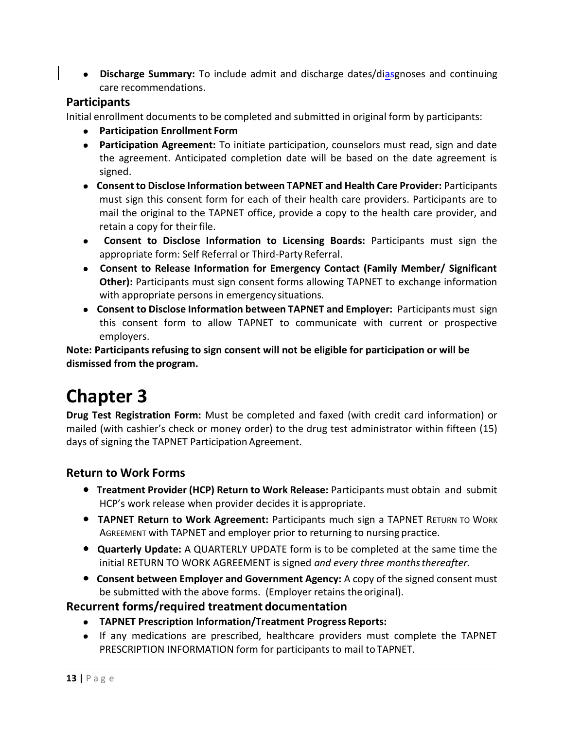- **Discharge Summary:** To include admit and discharge dates/diasgnoses and continuing care recommendations.

## Participants

Initial enrollment documents to be completed and submitted in original form by participants:

- **Participation Enrollment Form**
- **Participation Agreement:** To initiate participation, counselors must read, sign and date the agreement. Anticipated completion date will be based on the date agreement is signed.
- **Consent to Disclose Information between TAPNET and Health Care Provider:** Participants must sign this consent form for each of their health care providers. Participants are to mail the original to the TAPNET office, provide a copy to the health care provider, and retain a copy for their file.
- **Consent to Disclose Information to Licensing Boards:** Participants must sign the appropriate form: Self Referral or Third-Party Referral.
- **Consent to Release Information for Emergency Contact (Family Member/ Significant Other):** Participants must sign consent forms allowing TAPNET to exchange information with appropriate persons in emergency situations.
- **Consent to Disclose Information between TAPNET and Employer:** Participants must sign this consent form to allow TAPNET to communicate with current or prospective employers.

**Note: Participants refusing to sign consent will not be eligible for participation or will be dismissed from the program.**

# Chapter 3

**Drug Test Registration Form:** Must be completed and faxed (with credit card information) or mailed (with cashier's check or money order) to the drug test administrator within fifteen (15) days of signing the TAPNET Participation Agreement.

## Return to Work Forms

- **Treatment Provider (HCP) Return to Work Release:** Participants must obtain and submit HCP's work release when provider decides it is appropriate.
- **TAPNET Return to Work Agreement:** Participants much sign a TAPNET RETURN TO WORK AGREEMENT with TAPNET and employer prior to returning to nursing practice.
- **Quarterly Update:** A QUARTERLY UPDATE form is to be completed at the same time the initial RETURN TO WORK AGREEMENT is signed *and every three months thereafter.*
- **Consent between Employer and Government Agency:** A copy of the signed consent must be submitted with the above forms. (Employer retains the original).

## Recurrent forms/required treatment documentation

- **TAPNET Prescription Information/Treatment Progress Reports:**
- If any medications are prescribed, healthcare providers must complete the TAPNET PRESCRIPTION INFORMATION form for participants to mail to TAPNET.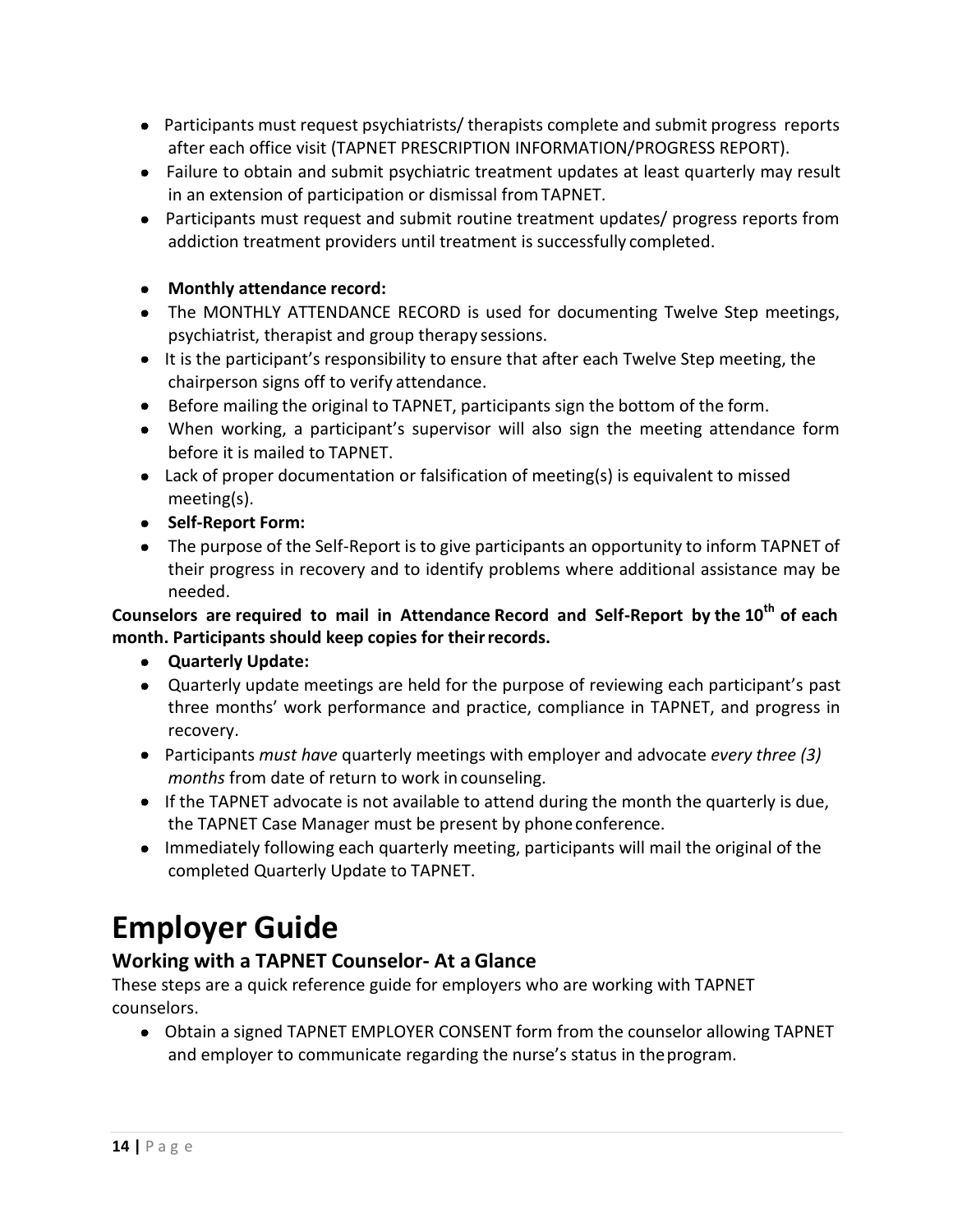- Participants must request psychiatrists/ therapists complete and submit progress reports after each office visit (TAPNET PRESCRIPTION INFORMATION/PROGRESS REPORT).
- Failure to obtain and submit psychiatric treatment updates at least quarterly may result in an extension of participation or dismissal from TAPNET.
- Participants must request and submit routine treatment updates/ progress reports from addiction treatment providers until treatment is successfully completed.

- **Monthly attendance record:**
- The MONTHLY ATTENDANCE RECORD is used for documenting Twelve Step meetings, psychiatrist, therapist and group therapy sessions.
- It is the participant's responsibility to ensure that after each Twelve Step meeting, the chairperson signs off to verify attendance.
- Before mailing the original to TAPNET, participants sign the bottom of the form.
- When working, a participant's supervisor will also sign the meeting attendance form before it is mailed to TAPNET.
- Lack of proper documentation or falsification of meeting(s) is equivalent to missed meeting(s).
- **Self-Report Form:**
- The purpose of the Self-Report is to give participants an opportunity to inform TAPNET of their progress in recovery and to identify problems where additional assistance may be needed.

**Counselors are required to mail in Attendance Record and Self-Report by the 10th of each month. Participants should keep copies for their records.**

- **Quarterly Update:**
- Quarterly update meetings are held for the purpose of reviewing each participant's past three months' work performance and practice, compliance in TAPNET, and progress in recovery.
- Participants *must have* quarterly meetings with employer and advocate *every three (3) months* from date of return to work in counseling.
- If the TAPNET advocate is not available to attend during the month the quarterly is due, the TAPNET Case Manager must be present by phone conference.
- Immediately following each quarterly meeting, participants will mail the original of the completed Quarterly Update to TAPNET.

# Employer Guide

### Working with a TAPNET Counselor- At a Glance

These steps are a quick reference guide for employers who are working with TAPNET counselors.

- Obtain a signed TAPNET EMPLOYER CONSENT form from the counselor allowing TAPNET and employer to communicate regarding the nurse's status in the program.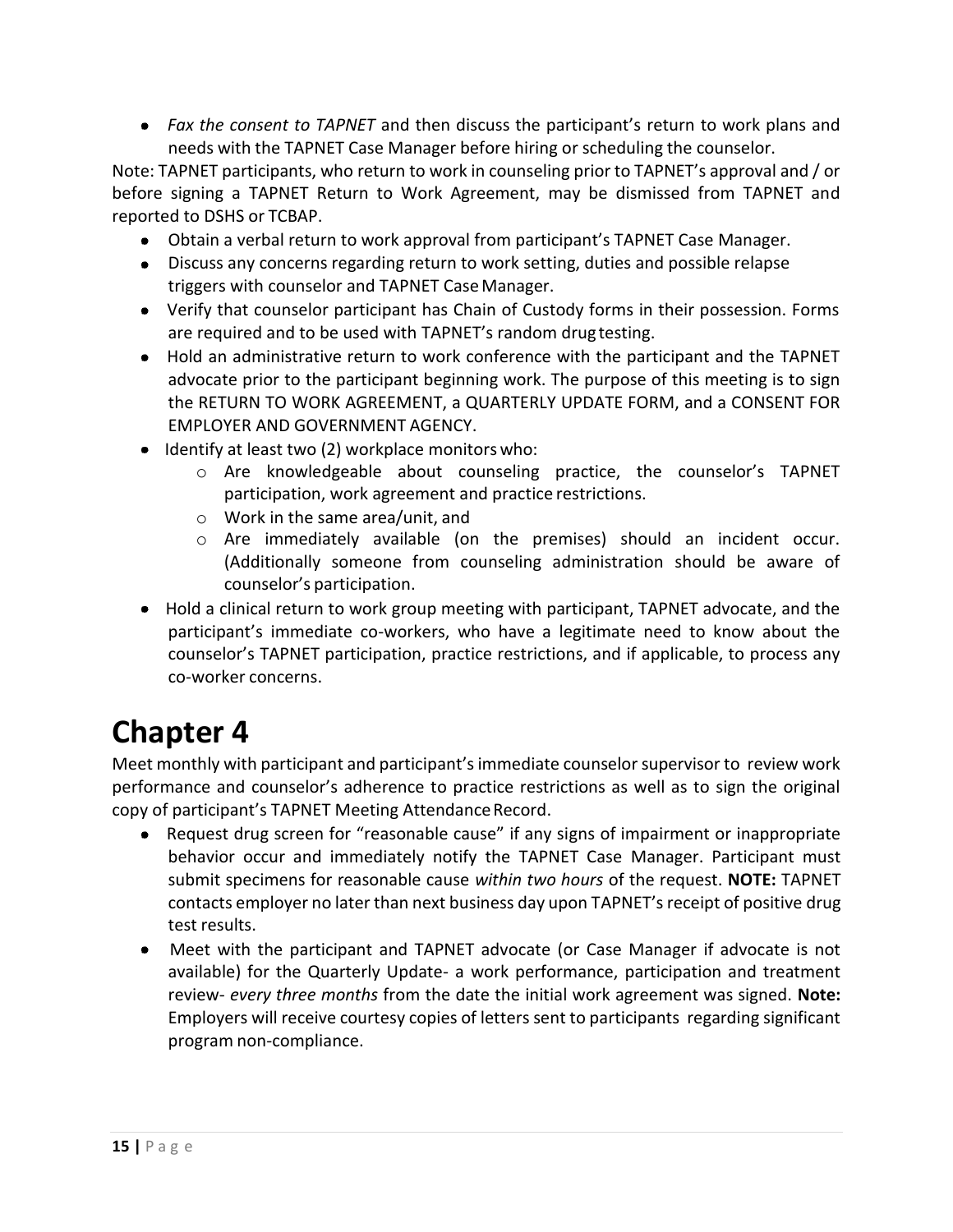- *Fax the consent to TAPNET* and then discuss the participant's return to work plans and needs with the TAPNET Case Manager before hiring or scheduling the counselor.

Note: TAPNET participants, who return to work in counseling prior to TAPNET's approval and / or before signing a TAPNET Return to Work Agreement, may be dismissed from TAPNET and reported to DSHS or TCBAP.

- Obtain a verbal return to work approval from participant's TAPNET Case Manager.
- Discuss any concerns regarding return to work setting, duties and possible relapse triggers with counselor and TAPNET Case Manager.
- Verify that counselor participant has Chain of Custody forms in their possession. Forms are required and to be used with TAPNET's random drug testing.
- Hold an administrative return to work conference with the participant and the TAPNET advocate prior to the participant beginning work. The purpose of this meeting is to sign the RETURN TO WORK AGREEMENT, a QUARTERLY UPDATE FORM, and a CONSENT FOR EMPLOYER AND GOVERNMENT AGENCY.
- Identify at least two (2) workplace monitors who:
  - Are knowledgeable about counseling practice, the counselor's TAPNET participation, work agreement and practice restrictions.
  - Work in the same area/unit, and
  - Are immediately available (on the premises) should an incident occur. (Additionally someone from counseling administration should be aware of counselor's participation.
- Hold a clinical return to work group meeting with participant, TAPNET advocate, and the participant's immediate co-workers, who have a legitimate need to know about the counselor's TAPNET participation, practice restrictions, and if applicable, to process any co-worker concerns.

# Chapter 4

Meet monthly with participant and participant's immediate counselor supervisor to review work performance and counselor's adherence to practice restrictions as well as to sign the original copy of participant's TAPNET Meeting Attendance Record.

- Request drug screen for "reasonable cause" if any signs of impairment or inappropriate behavior occur and immediately notify the TAPNET Case Manager. Participant must submit specimens for reasonable cause *within two hours* of the request. **NOTE:** TAPNET contacts employer no later than next business day upon TAPNET's receipt of positive drug test results.
- Meet with the participant and TAPNET advocate (or Case Manager if advocate is not available) for the Quarterly Update- a work performance, participation and treatment review- *every three months* from the date the initial work agreement was signed. **Note:** Employers will receive courtesy copies of letters sent to participants regarding significant program non-compliance.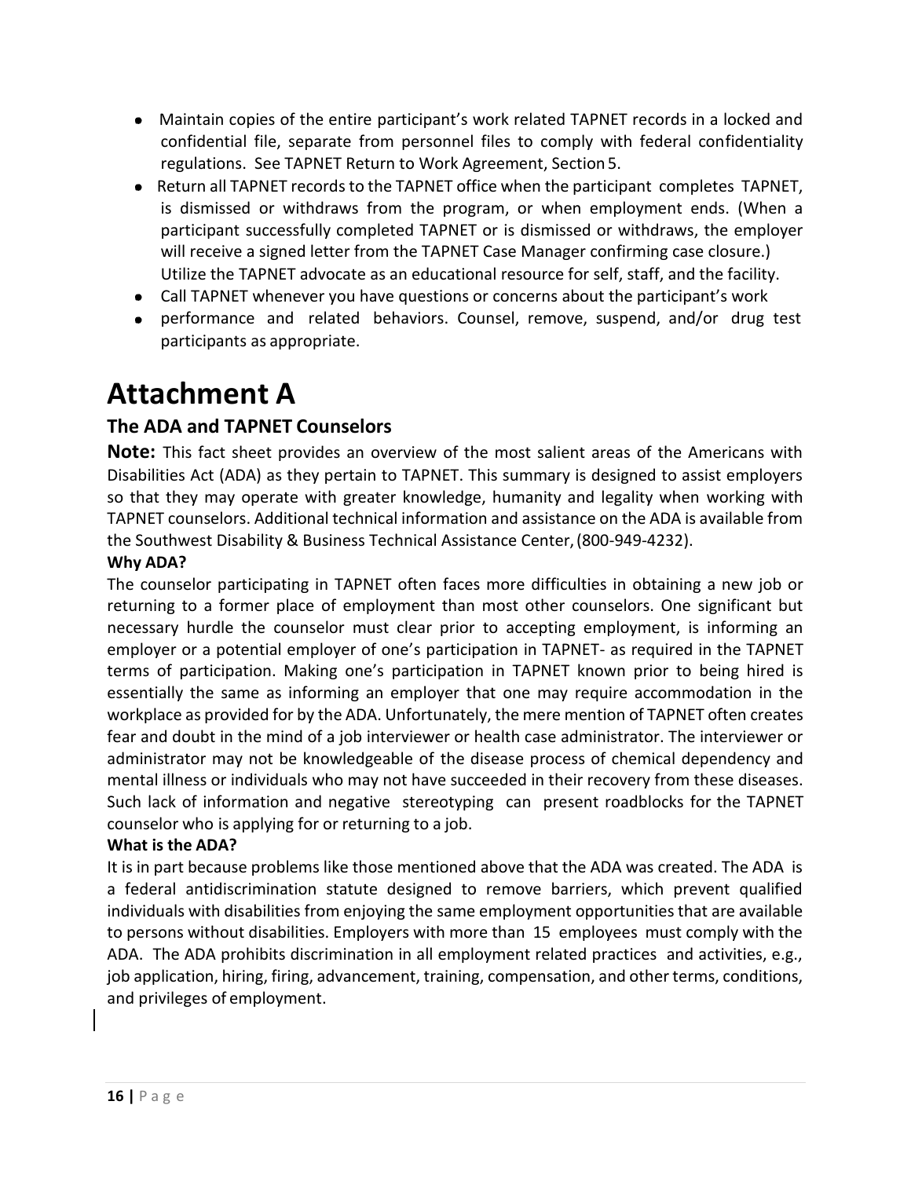- Maintain copies of the entire participant's work related TAPNET records in a locked and confidential file, separate from personnel files to comply with federal confidentiality regulations. See TAPNET Return to Work Agreement, Section 5.
- Return all TAPNET records to the TAPNET office when the participant completes TAPNET, is dismissed or withdraws from the program, or when employment ends. (When a participant successfully completed TAPNET or is dismissed or withdraws, the employer will receive a signed letter from the TAPNET Case Manager confirming case closure.) Utilize the TAPNET advocate as an educational resource for self, staff, and the facility.
- Call TAPNET whenever you have questions or concerns about the participant's work
- performance and related behaviors. Counsel, remove, suspend, and/or drug test participants as appropriate.

# Attachment A

## The ADA and TAPNET Counselors

**Note:** This fact sheet provides an overview of the most salient areas of the Americans with Disabilities Act (ADA) as they pertain to TAPNET. This summary is designed to assist employers so that they may operate with greater knowledge, humanity and legality when working with TAPNET counselors. Additional technical information and assistance on the ADA is available from the Southwest Disability & Business Technical Assistance Center, (800-949-4232).

**Why ADA?**

The counselor participating in TAPNET often faces more difficulties in obtaining a new job or returning to a former place of employment than most other counselors. One significant but necessary hurdle the counselor must clear prior to accepting employment, is informing an employer or a potential employer of one's participation in TAPNET- as required in the TAPNET terms of participation. Making one's participation in TAPNET known prior to being hired is essentially the same as informing an employer that one may require accommodation in the workplace as provided for by the ADA. Unfortunately, the mere mention of TAPNET often creates fear and doubt in the mind of a job interviewer or health case administrator. The interviewer or administrator may not be knowledgeable of the disease process of chemical dependency and mental illness or individuals who may not have succeeded in their recovery from these diseases. Such lack of information and negative stereotyping can present roadblocks for the TAPNET counselor who is applying for or returning to a job.

**What is the ADA?**

It is in part because problems like those mentioned above that the ADA was created. The ADA is a federal antidiscrimination statute designed to remove barriers, which prevent qualified individuals with disabilities from enjoying the same employment opportunities that are available to persons without disabilities. Employers with more than 15 employees must comply with the ADA. The ADA prohibits discrimination in all employment related practices and activities, e.g., job application, hiring, firing, advancement, training, compensation, and other terms, conditions, and privileges of employment.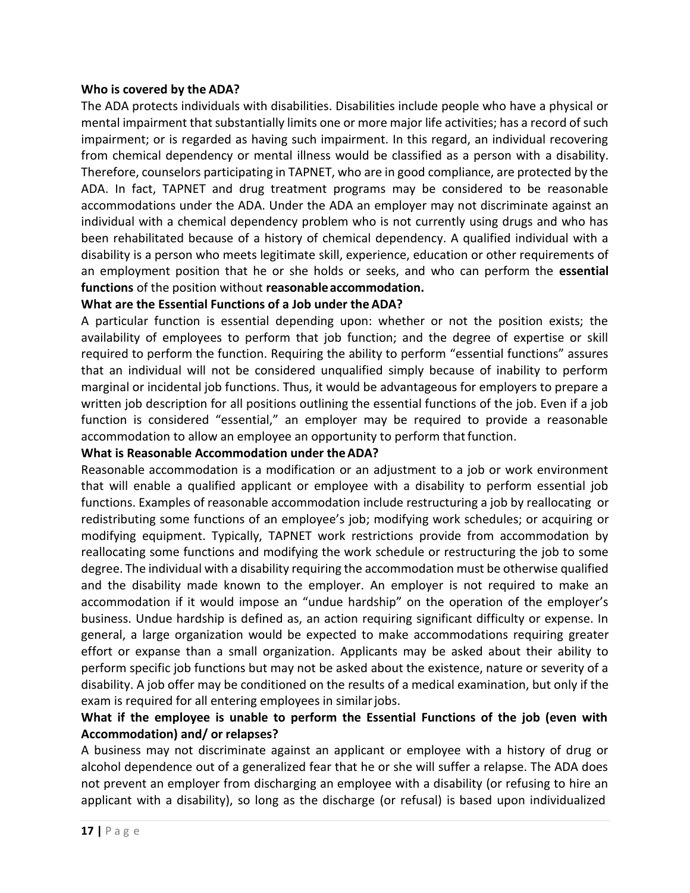**Who is covered by the ADA?**

The ADA protects individuals with disabilities. Disabilities include people who have a physical or mental impairment that substantially limits one or more major life activities; has a record of such impairment; or is regarded as having such impairment. In this regard, an individual recovering from chemical dependency or mental illness would be classified as a person with a disability. Therefore, counselors participating in TAPNET, who are in good compliance, are protected by the ADA. In fact, TAPNET and drug treatment programs may be considered to be reasonable accommodations under the ADA. Under the ADA an employer may not discriminate against an individual with a chemical dependency problem who is not currently using drugs and who has been rehabilitated because of a history of chemical dependency. A qualified individual with a disability is a person who meets legitimate skill, experience, education or other requirements of an employment position that he or she holds or seeks, and who can perform the **essential functions** of the position without **reasonable accommodation.**

**What are the Essential Functions of a Job under the ADA?**

A particular function is essential depending upon: whether or not the position exists; the availability of employees to perform that job function; and the degree of expertise or skill required to perform the function. Requiring the ability to perform "essential functions" assures that an individual will not be considered unqualified simply because of inability to perform marginal or incidental job functions. Thus, it would be advantageous for employers to prepare a written job description for all positions outlining the essential functions of the job. Even if a job function is considered "essential," an employer may be required to provide a reasonable accommodation to allow an employee an opportunity to perform that function.

**What is Reasonable Accommodation under the ADA?**

Reasonable accommodation is a modification or an adjustment to a job or work environment that will enable a qualified applicant or employee with a disability to perform essential job functions. Examples of reasonable accommodation include restructuring a job by reallocating or redistributing some functions of an employee's job; modifying work schedules; or acquiring or modifying equipment. Typically, TAPNET work restrictions provide from accommodation by reallocating some functions and modifying the work schedule or restructuring the job to some degree. The individual with a disability requiring the accommodation must be otherwise qualified and the disability made known to the employer. An employer is not required to make an accommodation if it would impose an "undue hardship" on the operation of the employer's business. Undue hardship is defined as, an action requiring significant difficulty or expense. In general, a large organization would be expected to make accommodations requiring greater effort or expanse than a small organization. Applicants may be asked about their ability to perform specific job functions but may not be asked about the existence, nature or severity of a disability. A job offer may be conditioned on the results of a medical examination, but only if the exam is required for all entering employees in similar jobs.

**What if the employee is unable to perform the Essential Functions of the job (even with Accommodation) and/ or relapses?**

A business may not discriminate against an applicant or employee with a history of drug or alcohol dependence out of a generalized fear that he or she will suffer a relapse. The ADA does not prevent an employer from discharging an employee with a disability (or refusing to hire an applicant with a disability), so long as the discharge (or refusal) is based upon individualized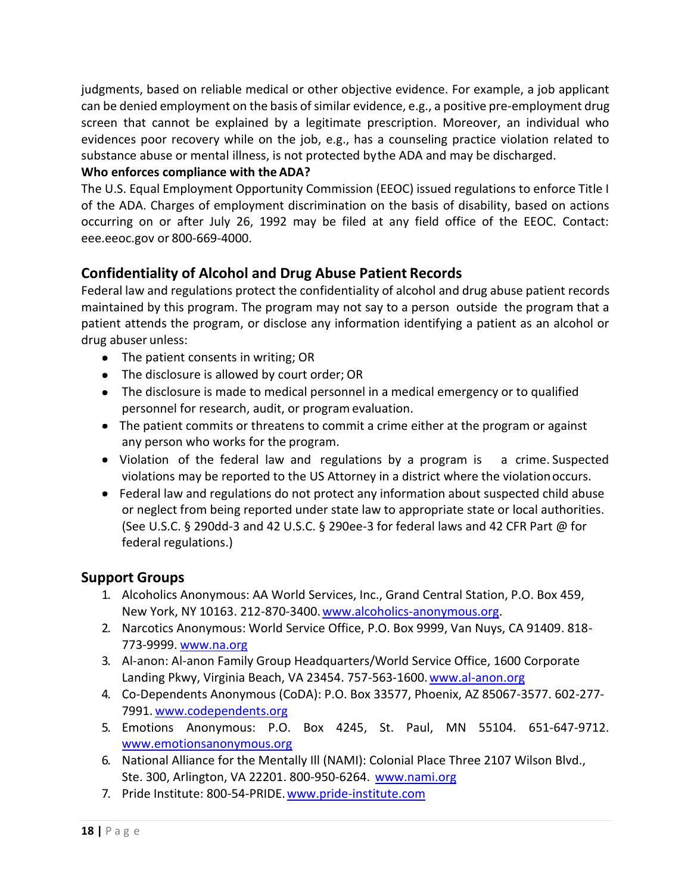judgments, based on reliable medical or other objective evidence. For example, a job applicant can be denied employment on the basis of similar evidence, e.g., a positive pre-employment drug screen that cannot be explained by a legitimate prescription. Moreover, an individual who evidences poor recovery while on the job, e.g., has a counseling practice violation related to substance abuse or mental illness, is not protected bythe ADA and may be discharged.

**Who enforces compliance with the ADA?**

The U.S. Equal Employment Opportunity Commission (EEOC) issued regulations to enforce Title I of the ADA. Charges of employment discrimination on the basis of disability, based on actions occurring on or after July 26, 1992 may be filed at any field office of the EEOC. Contact: eee.eeoc.gov or 800-669-4000.

## Confidentiality of Alcohol and Drug Abuse Patient Records

Federal law and regulations protect the confidentiality of alcohol and drug abuse patient records maintained by this program. The program may not say to a person outside the program that a patient attends the program, or disclose any information identifying a patient as an alcohol or drug abuser unless:

- The patient consents in writing; OR
- The disclosure is allowed by court order; OR
- The disclosure is made to medical personnel in a medical emergency or to qualified personnel for research, audit, or program evaluation.
- The patient commits or threatens to commit a crime either at the program or against any person who works for the program.
- Violation of the federal law and regulations by a program is a crime. Suspected violations may be reported to the US Attorney in a district where the violation occurs.
- Federal law and regulations do not protect any information about suspected child abuse or neglect from being reported under state law to appropriate state or local authorities. (See U.S.C. § 290dd-3 and 42 U.S.C. § 290ee-3 for federal laws and 42 CFR Part @ for federal regulations.)

## Support Groups

1. Alcoholics Anonymous: AA World Services, Inc., Grand Central Station, P.O. Box 459, New York, NY 10163. 212-870-3400. www.alcoholics-anonymous.org.
2. Narcotics Anonymous: World Service Office, P.O. Box 9999, Van Nuys, CA 91409. 818-773-9999. www.na.org
3. Al-anon: Al-anon Family Group Headquarters/World Service Office, 1600 Corporate Landing Pkwy, Virginia Beach, VA 23454. 757-563-1600. www.al-anon.org
4. Co-Dependents Anonymous (CoDA): P.O. Box 33577, Phoenix, AZ 85067-3577. 602-277-7991. www.codependents.org
5. Emotions Anonymous: P.O. Box 4245, St. Paul, MN 55104. 651-647-9712. www.emotionsanonymous.org
6. National Alliance for the Mentally Ill (NAMI): Colonial Place Three 2107 Wilson Blvd., Ste. 300, Arlington, VA 22201. 800-950-6264. www.nami.org
7. Pride Institute: 800-54-PRIDE. www.pride-institute.com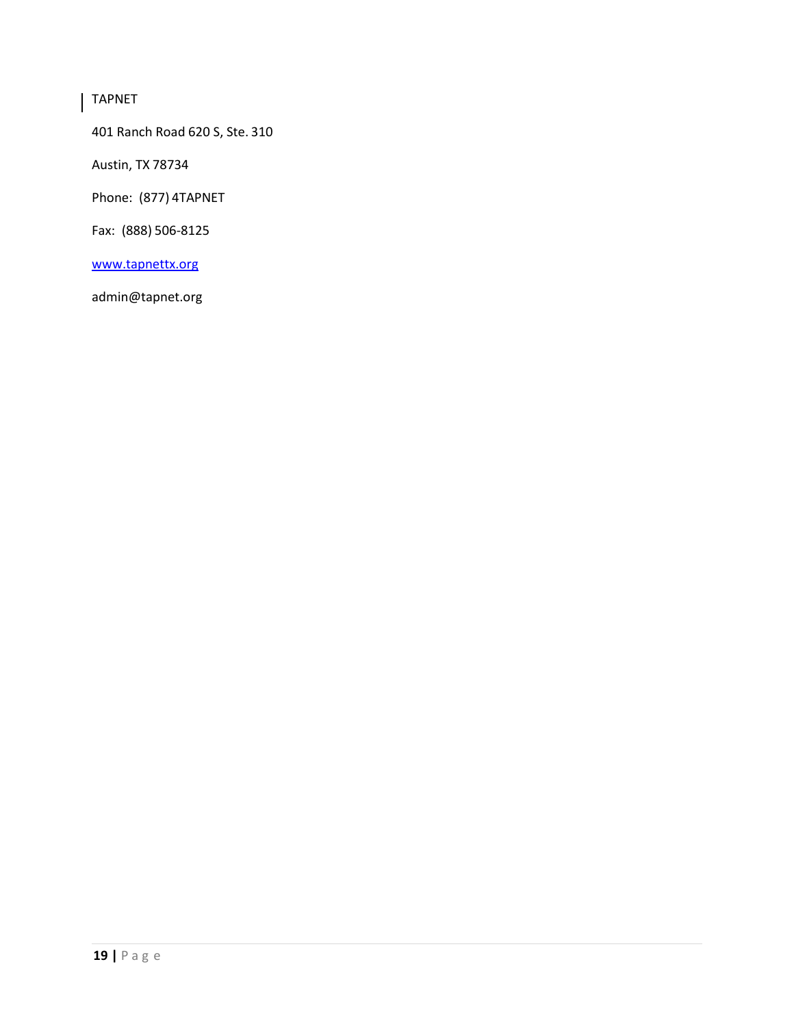TAPNET

401 Ranch Road 620 S, Ste. 310

Austin, TX 78734

Phone: (877) 4TAPNET

Fax: (888) 506-8125

www.tapnettx.org

admin@tapnet.org